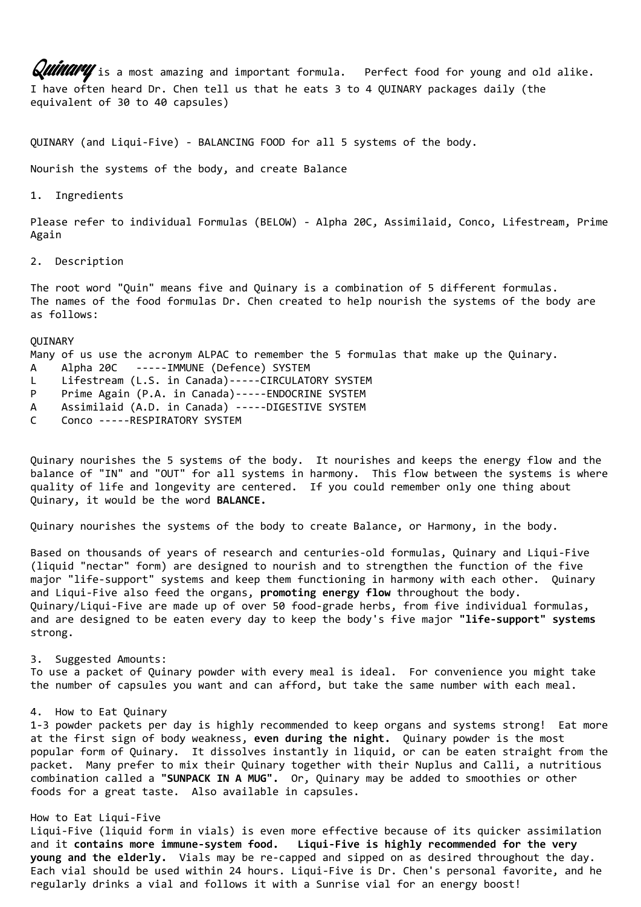***Quinary*** is a most amazing and important formula. Perfect food for young and old alike. I have often heard Dr. Chen tell us that he eats 3 to 4 QUINARY packages daily (the equivalent of 30 to 40 capsules)

QUINARY (and Liqui-Five) - BALANCING FOOD for all 5 systems of the body.

Nourish the systems of the body, and create Balance

1. Ingredients

Please refer to individual Formulas (BELOW) - Alpha 20C, Assimilaid, Conco, Lifestream, Prime Again

2. Description

The root word "Quin" means five and Quinary is a combination of 5 different formulas. The names of the food formulas Dr. Chen created to help nourish the systems of the body are as follows:

QUINARY
Many of us use the acronym ALPAC to remember the 5 formulas that make up the Quinary.

A  Alpha 20C -----IMMUNE (Defence) SYSTEM
L  Lifestream (L.S. in Canada)-----CIRCULATORY SYSTEM
P  Prime Again (P.A. in Canada)-----ENDOCRINE SYSTEM
A  Assimilaid (A.D. in Canada) -----DIGESTIVE SYSTEM
C  Conco -----RESPIRATORY SYSTEM

Quinary nourishes the 5 systems of the body. It nourishes and keeps the energy flow and the balance of "IN" and "OUT" for all systems in harmony. This flow between the systems is where quality of life and longevity are centered. If you could remember only one thing about Quinary, it would be the word **BALANCE.**

Quinary nourishes the systems of the body to create Balance, or Harmony, in the body.

Based on thousands of years of research and centuries-old formulas, Quinary and Liqui-Five (liquid "nectar" form) are designed to nourish and to strengthen the function of the five major "life-support" systems and keep them functioning in harmony with each other. Quinary and Liqui-Five also feed the organs, **promoting energy flow** throughout the body. Quinary/Liqui-Five are made up of over 50 food-grade herbs, from five individual formulas, and are designed to be eaten every day to keep the body's five major **"life-support" systems** strong.

3. Suggested Amounts:
To use a packet of Quinary powder with every meal is ideal. For convenience you might take the number of capsules you want and can afford, but take the same number with each meal.

4. How to Eat Quinary
1-3 powder packets per day is highly recommended to keep organs and systems strong! Eat more at the first sign of body weakness, **even during the night.** Quinary powder is the most popular form of Quinary. It dissolves instantly in liquid, or can be eaten straight from the packet. Many prefer to mix their Quinary together with their Nuplus and Calli, a nutritious combination called a **"SUNPACK IN A MUG".** Or, Quinary may be added to smoothies or other foods for a great taste. Also available in capsules.

How to Eat Liqui-Five
Liqui-Five (liquid form in vials) is even more effective because of its quicker assimilation and it **contains more immune-system food. Liqui-Five is highly recommended for the very young and the elderly.** Vials may be re-capped and sipped on as desired throughout the day. Each vial should be used within 24 hours. Liqui-Five is Dr. Chen's personal favorite, and he regularly drinks a vial and follows it with a Sunrise vial for an energy boost!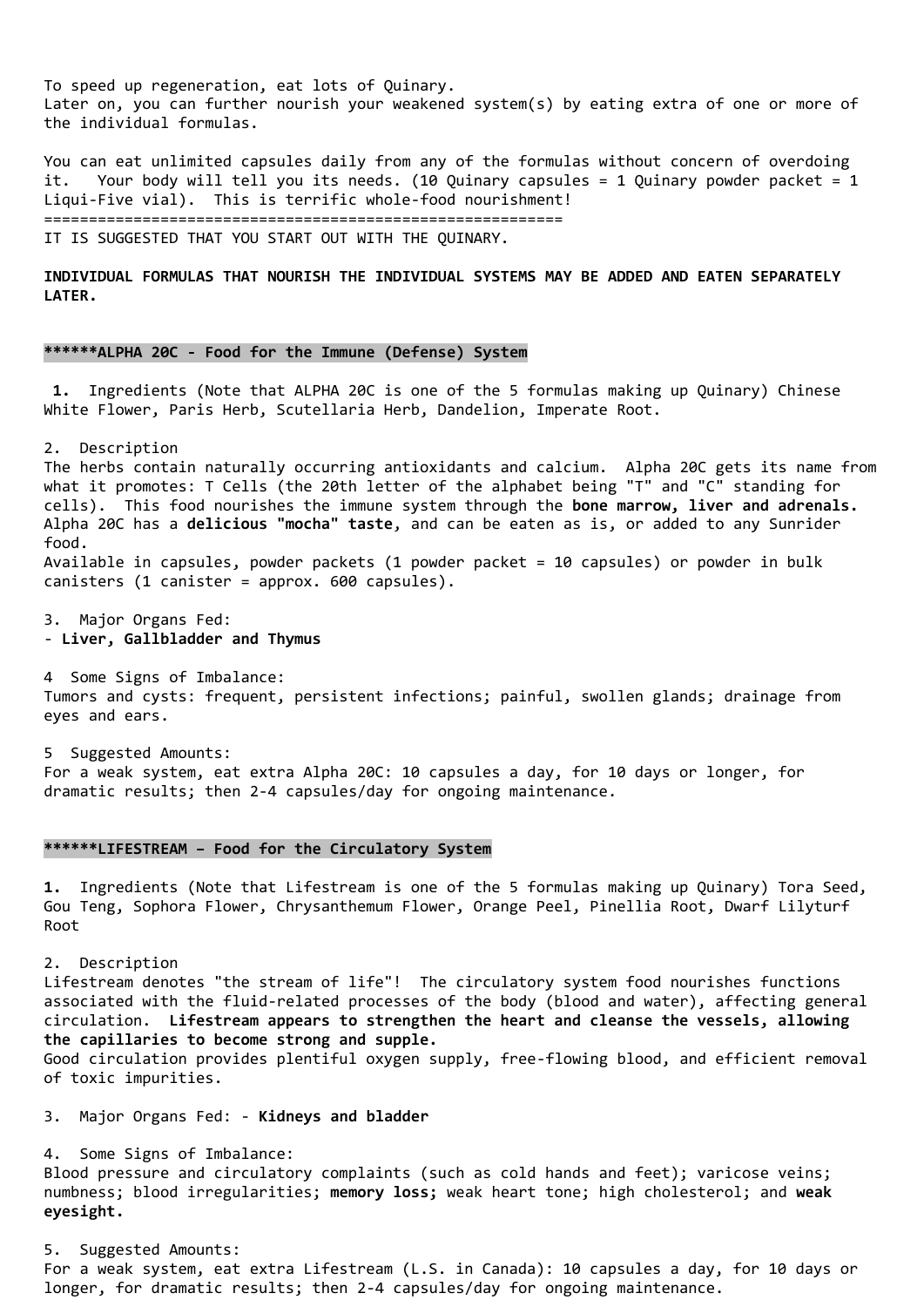To speed up regeneration, eat lots of Quinary.
Later on, you can further nourish your weakened system(s) by eating extra of one or more of the individual formulas.

You can eat unlimited capsules daily from any of the formulas without concern of overdoing it. Your body will tell you its needs. (10 Quinary capsules = 1 Quinary powder packet = 1 Liqui-Five vial). This is terrific whole-food nourishment!

==========================================================

IT IS SUGGESTED THAT YOU START OUT WITH THE QUINARY.

**INDIVIDUAL FORMULAS THAT NOURISH THE INDIVIDUAL SYSTEMS MAY BE ADDED AND EATEN SEPARATELY LATER.**

### ******ALPHA 20C - Food for the Immune (Defense) System

**1.** Ingredients (Note that ALPHA 20C is one of the 5 formulas making up Quinary) Chinese White Flower, Paris Herb, Scutellaria Herb, Dandelion, Imperate Root.

2. Description
The herbs contain naturally occurring antioxidants and calcium. Alpha 20C gets its name from what it promotes: T Cells (the 20th letter of the alphabet being "T" and "C" standing for cells). This food nourishes the immune system through the **bone marrow, liver and adrenals.** Alpha 20C has a **delicious "mocha" taste**, and can be eaten as is, or added to any Sunrider food.
Available in capsules, powder packets (1 powder packet = 10 capsules) or powder in bulk canisters (1 canister = approx. 600 capsules).

3. Major Organs Fed:
- **Liver, Gallbladder and Thymus**

4 Some Signs of Imbalance:
Tumors and cysts: frequent, persistent infections; painful, swollen glands; drainage from eyes and ears.

5 Suggested Amounts:
For a weak system, eat extra Alpha 20C: 10 capsules a day, for 10 days or longer, for dramatic results; then 2-4 capsules/day for ongoing maintenance.

### ******LIFESTREAM – Food for the Circulatory System

**1.** Ingredients (Note that Lifestream is one of the 5 formulas making up Quinary) Tora Seed, Gou Teng, Sophora Flower, Chrysanthemum Flower, Orange Peel, Pinellia Root, Dwarf Lilyturf Root

2. Description
Lifestream denotes "the stream of life"! The circulatory system food nourishes functions associated with the fluid-related processes of the body (blood and water), affecting general circulation. **Lifestream appears to strengthen the heart and cleanse the vessels, allowing the capillaries to become strong and supple.**
Good circulation provides plentiful oxygen supply, free-flowing blood, and efficient removal of toxic impurities.

3. Major Organs Fed: - **Kidneys and bladder**

4. Some Signs of Imbalance:
Blood pressure and circulatory complaints (such as cold hands and feet); varicose veins; numbness; blood irregularities; **memory loss;** weak heart tone; high cholesterol; and **weak eyesight.**

5. Suggested Amounts:
For a weak system, eat extra Lifestream (L.S. in Canada): 10 capsules a day, for 10 days or longer, for dramatic results; then 2-4 capsules/day for ongoing maintenance.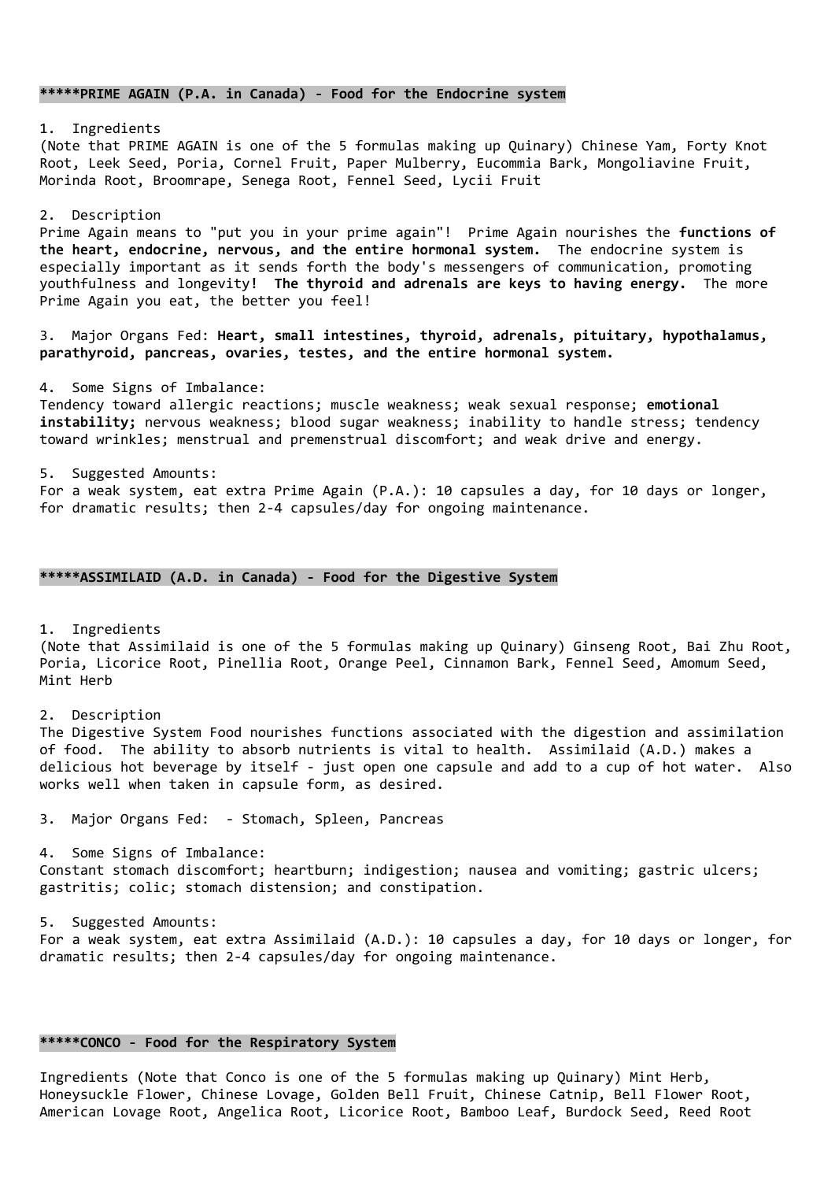**\*\*\*\*\*PRIME AGAIN (P.A. in Canada) - Food for the Endocrine system**

1. Ingredients
(Note that PRIME AGAIN is one of the 5 formulas making up Quinary) Chinese Yam, Forty Knot Root, Leek Seed, Poria, Cornel Fruit, Paper Mulberry, Eucommia Bark, Mongoliavine Fruit, Morinda Root, Broomrape, Senega Root, Fennel Seed, Lycii Fruit

2. Description
Prime Again means to "put you in your prime again"! Prime Again nourishes the **functions of the heart, endocrine, nervous, and the entire hormonal system.** The endocrine system is especially important as it sends forth the body's messengers of communication, promoting youthfulness and longevity**! The thyroid and adrenals are keys to having energy.** The more Prime Again you eat, the better you feel!

3. Major Organs Fed: **Heart, small intestines, thyroid, adrenals, pituitary, hypothalamus, parathyroid, pancreas, ovaries, testes, and the entire hormonal system.**

4. Some Signs of Imbalance:
Tendency toward allergic reactions; muscle weakness; weak sexual response; **emotional instability;** nervous weakness; blood sugar weakness; inability to handle stress; tendency toward wrinkles; menstrual and premenstrual discomfort; and weak drive and energy.

5. Suggested Amounts:
For a weak system, eat extra Prime Again (P.A.): 10 capsules a day, for 10 days or longer, for dramatic results; then 2-4 capsules/day for ongoing maintenance.

**\*\*\*\*\*ASSIMILAID (A.D. in Canada) - Food for the Digestive System**

1. Ingredients
(Note that Assimilaid is one of the 5 formulas making up Quinary) Ginseng Root, Bai Zhu Root, Poria, Licorice Root, Pinellia Root, Orange Peel, Cinnamon Bark, Fennel Seed, Amomum Seed, Mint Herb

2. Description
The Digestive System Food nourishes functions associated with the digestion and assimilation of food. The ability to absorb nutrients is vital to health. Assimilaid (A.D.) makes a delicious hot beverage by itself - just open one capsule and add to a cup of hot water. Also works well when taken in capsule form, as desired.

3. Major Organs Fed: - Stomach, Spleen, Pancreas

4. Some Signs of Imbalance:
Constant stomach discomfort; heartburn; indigestion; nausea and vomiting; gastric ulcers; gastritis; colic; stomach distension; and constipation.

5. Suggested Amounts:
For a weak system, eat extra Assimilaid (A.D.): 10 capsules a day, for 10 days or longer, for dramatic results; then 2-4 capsules/day for ongoing maintenance.

**\*\*\*\*\*CONCO - Food for the Respiratory System**

Ingredients (Note that Conco is one of the 5 formulas making up Quinary) Mint Herb, Honeysuckle Flower, Chinese Lovage, Golden Bell Fruit, Chinese Catnip, Bell Flower Root, American Lovage Root, Angelica Root, Licorice Root, Bamboo Leaf, Burdock Seed, Reed Root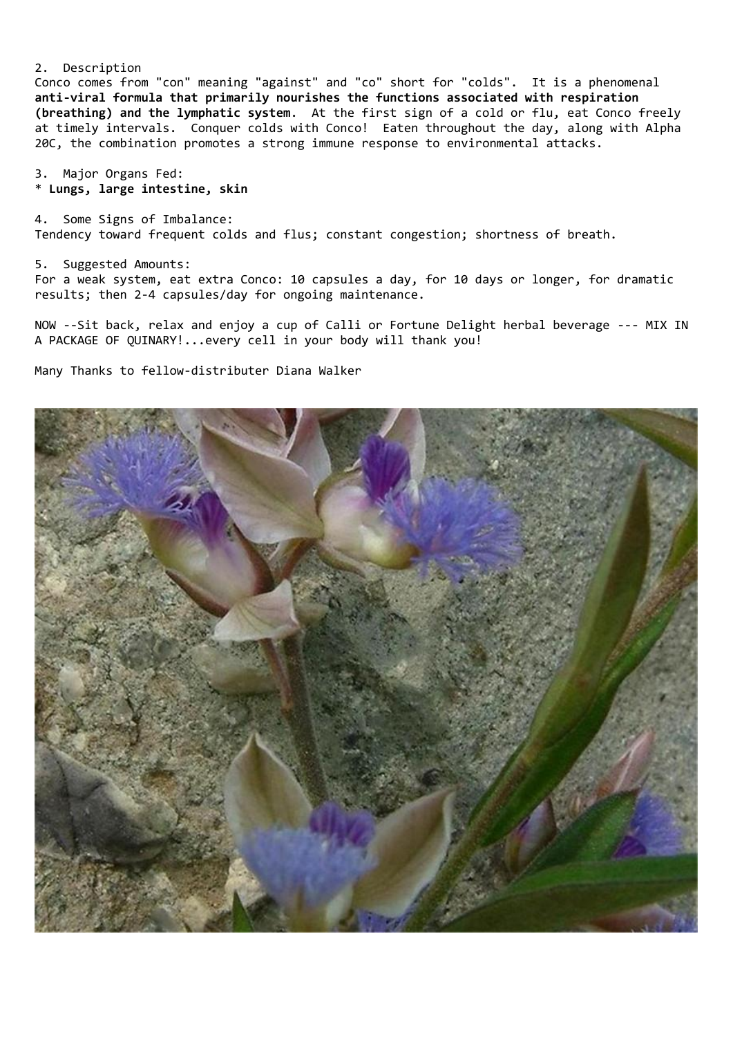2. Description

Conco comes from "con" meaning "against" and "co" short for "colds". It is a phenomenal **anti-viral formula that primarily nourishes the functions associated with respiration (breathing) and the lymphatic system**. At the first sign of a cold or flu, eat Conco freely at timely intervals. Conquer colds with Conco! Eaten throughout the day, along with Alpha 20C, the combination promotes a strong immune response to environmental attacks.

3. Major Organs Fed:

* **Lungs, large intestine, skin**

4. Some Signs of Imbalance:

Tendency toward frequent colds and flus; constant congestion; shortness of breath.

5. Suggested Amounts:

For a weak system, eat extra Conco: 10 capsules a day, for 10 days or longer, for dramatic results; then 2-4 capsules/day for ongoing maintenance.

NOW --Sit back, relax and enjoy a cup of Calli or Fortune Delight herbal beverage --- MIX IN A PACKAGE OF QUINARY!...every cell in your body will thank you!

Many Thanks to fellow-distributer Diana Walker